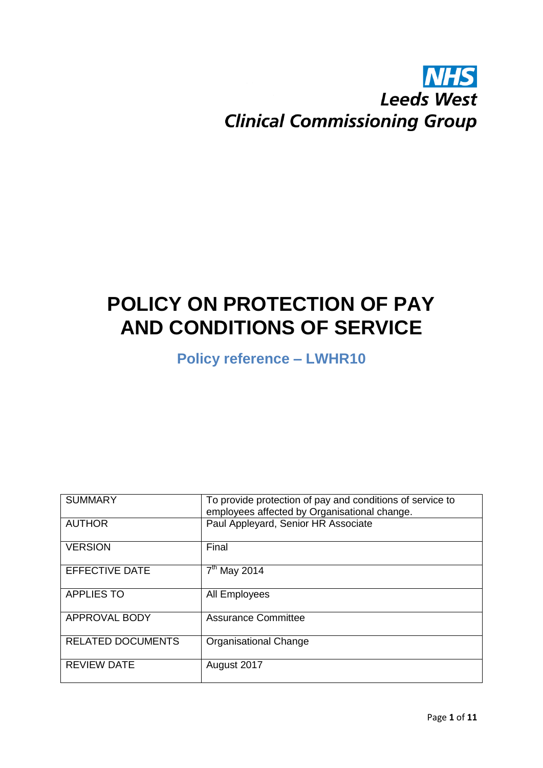NHS
Leeds West
Clinical Commissioning Group

# POLICY ON PROTECTION OF PAY AND CONDITIONS OF SERVICE

## Policy reference – LWHR10

| SUMMARY | To provide protection of pay and conditions of service to employees affected by Organisational change. |
|---|---|
| AUTHOR | Paul Appleyard, Senior HR Associate |
| VERSION | Final |
| EFFECTIVE DATE | 7th May 2014 |
| APPLIES TO | All Employees |
| APPROVAL BODY | Assurance Committee |
| RELATED DOCUMENTS | Organisational Change |
| REVIEW DATE | August 2017 |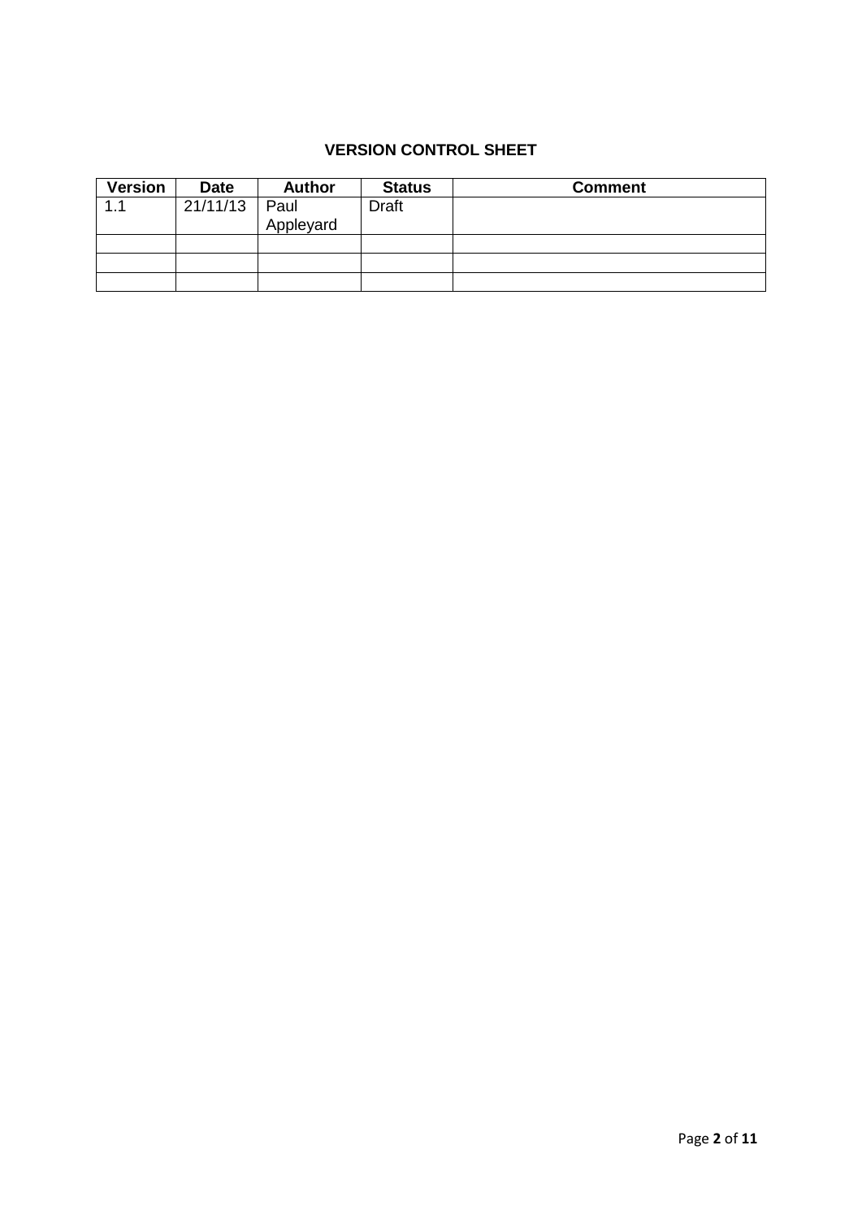**VERSION CONTROL SHEET**

| Version | Date | Author | Status | Comment |
|---|---|---|---|---|
| 1.1 | 21/11/13 | Paul Appleyard | Draft | |
| | | | | |
| | | | | |
| | | | | |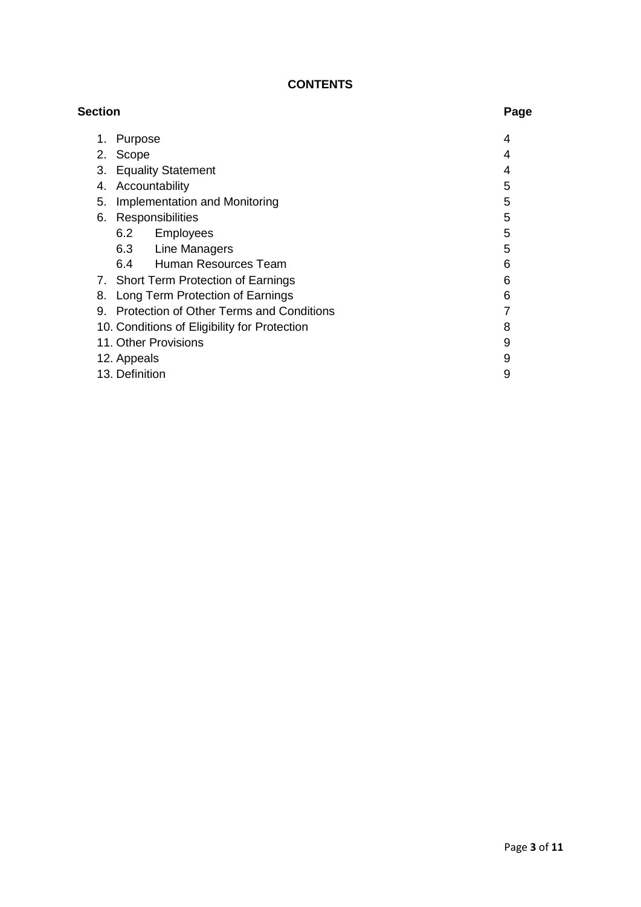**CONTENTS**

| Section | Page |
|---|---|
| 1. Purpose | 4 |
| 2. Scope | 4 |
| 3. Equality Statement | 4 |
| 4. Accountability | 5 |
| 5. Implementation and Monitoring | 5 |
| 6. Responsibilities | 5 |
| 6.2 Employees | 5 |
| 6.3 Line Managers | 5 |
| 6.4 Human Resources Team | 6 |
| 7. Short Term Protection of Earnings | 6 |
| 8. Long Term Protection of Earnings | 6 |
| 9. Protection of Other Terms and Conditions | 7 |
| 10. Conditions of Eligibility for Protection | 8 |
| 11. Other Provisions | 9 |
| 12. Appeals | 9 |
| 13. Definition | 9 |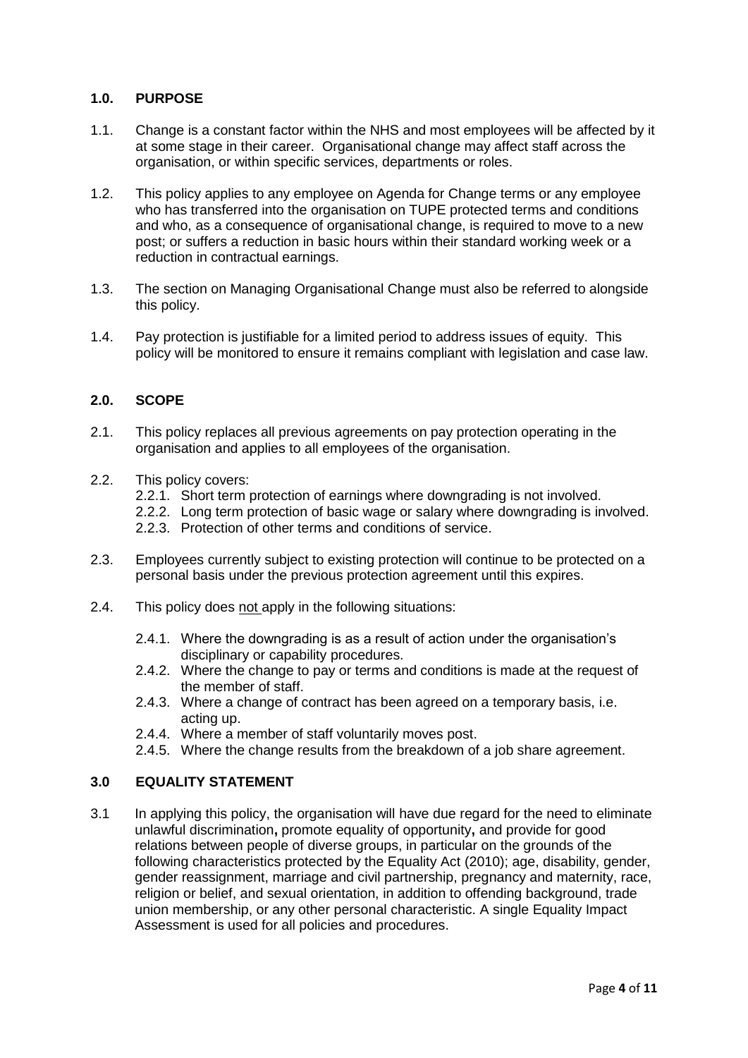## 1.0. PURPOSE

1.1. Change is a constant factor within the NHS and most employees will be affected by it at some stage in their career. Organisational change may affect staff across the organisation, or within specific services, departments or roles.

1.2. This policy applies to any employee on Agenda for Change terms or any employee who has transferred into the organisation on TUPE protected terms and conditions and who, as a consequence of organisational change, is required to move to a new post; or suffers a reduction in basic hours within their standard working week or a reduction in contractual earnings.

1.3. The section on Managing Organisational Change must also be referred to alongside this policy.

1.4. Pay protection is justifiable for a limited period to address issues of equity. This policy will be monitored to ensure it remains compliant with legislation and case law.

## 2.0. SCOPE

2.1. This policy replaces all previous agreements on pay protection operating in the organisation and applies to all employees of the organisation.

2.2. This policy covers:

- 2.2.1. Short term protection of earnings where downgrading is not involved.
- 2.2.2. Long term protection of basic wage or salary where downgrading is involved.
- 2.2.3. Protection of other terms and conditions of service.

2.3. Employees currently subject to existing protection will continue to be protected on a personal basis under the previous protection agreement until this expires.

2.4. This policy does <u>not</u> apply in the following situations:

- 2.4.1. Where the downgrading is as a result of action under the organisation's disciplinary or capability procedures.
- 2.4.2. Where the change to pay or terms and conditions is made at the request of the member of staff.
- 2.4.3. Where a change of contract has been agreed on a temporary basis, i.e. acting up.
- 2.4.4. Where a member of staff voluntarily moves post.
- 2.4.5. Where the change results from the breakdown of a job share agreement.

## 3.0 EQUALITY STATEMENT

3.1 In applying this policy, the organisation will have due regard for the need to eliminate unlawful discrimination**,** promote equality of opportunity**,** and provide for good relations between people of diverse groups, in particular on the grounds of the following characteristics protected by the Equality Act (2010); age, disability, gender, gender reassignment, marriage and civil partnership, pregnancy and maternity, race, religion or belief, and sexual orientation, in addition to offending background, trade union membership, or any other personal characteristic. A single Equality Impact Assessment is used for all policies and procedures.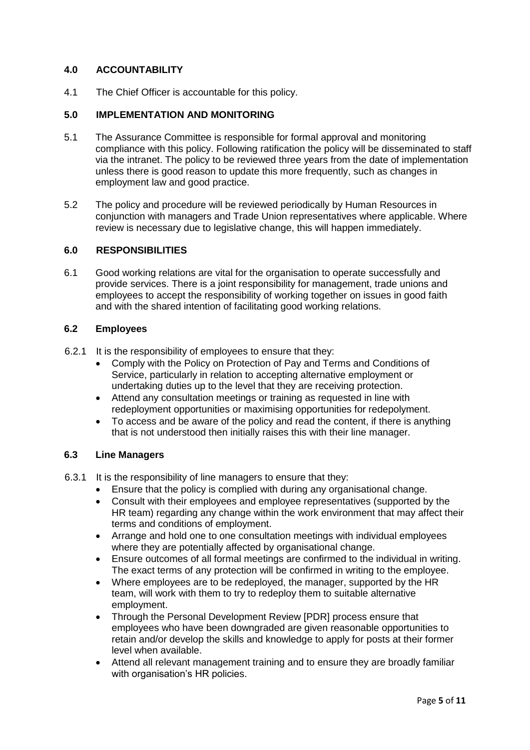## 4.0 ACCOUNTABILITY

4.1 The Chief Officer is accountable for this policy.

## 5.0 IMPLEMENTATION AND MONITORING

5.1 The Assurance Committee is responsible for formal approval and monitoring compliance with this policy. Following ratification the policy will be disseminated to staff via the intranet. The policy to be reviewed three years from the date of implementation unless there is good reason to update this more frequently, such as changes in employment law and good practice.

5.2 The policy and procedure will be reviewed periodically by Human Resources in conjunction with managers and Trade Union representatives where applicable. Where review is necessary due to legislative change, this will happen immediately.

## 6.0 RESPONSIBILITIES

6.1 Good working relations are vital for the organisation to operate successfully and provide services. There is a joint responsibility for management, trade unions and employees to accept the responsibility of working together on issues in good faith and with the shared intention of facilitating good working relations.

### 6.2 Employees

6.2.1 It is the responsibility of employees to ensure that they:

- Comply with the Policy on Protection of Pay and Terms and Conditions of Service, particularly in relation to accepting alternative employment or undertaking duties up to the level that they are receiving protection.
- Attend any consultation meetings or training as requested in line with redeployment opportunities or maximising opportunities for redepolyment.
- To access and be aware of the policy and read the content, if there is anything that is not understood then initially raises this with their line manager.

### 6.3 Line Managers

6.3.1 It is the responsibility of line managers to ensure that they:

- Ensure that the policy is complied with during any organisational change.
- Consult with their employees and employee representatives (supported by the HR team) regarding any change within the work environment that may affect their terms and conditions of employment.
- Arrange and hold one to one consultation meetings with individual employees where they are potentially affected by organisational change.
- Ensure outcomes of all formal meetings are confirmed to the individual in writing. The exact terms of any protection will be confirmed in writing to the employee.
- Where employees are to be redeployed, the manager, supported by the HR team, will work with them to try to redeploy them to suitable alternative employment.
- Through the Personal Development Review [PDR] process ensure that employees who have been downgraded are given reasonable opportunities to retain and/or develop the skills and knowledge to apply for posts at their former level when available.
- Attend all relevant management training and to ensure they are broadly familiar with organisation's HR policies.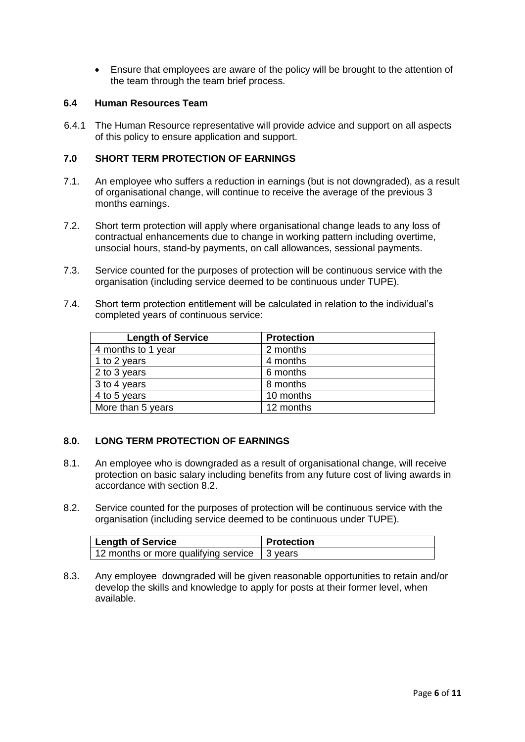- Ensure that employees are aware of the policy will be brought to the attention of the team through the team brief process.

### 6.4 Human Resources Team

6.4.1 The Human Resource representative will provide advice and support on all aspects of this policy to ensure application and support.

## 7.0 SHORT TERM PROTECTION OF EARNINGS

7.1. An employee who suffers a reduction in earnings (but is not downgraded), as a result of organisational change, will continue to receive the average of the previous 3 months earnings.

7.2. Short term protection will apply where organisational change leads to any loss of contractual enhancements due to change in working pattern including overtime, unsocial hours, stand-by payments, on call allowances, sessional payments.

7.3. Service counted for the purposes of protection will be continuous service with the organisation (including service deemed to be continuous under TUPE).

7.4. Short term protection entitlement will be calculated in relation to the individual's completed years of continuous service:

| Length of Service | Protection |
|---|---|
| 4 months to 1 year | 2 months |
| 1 to 2 years | 4 months |
| 2 to 3 years | 6 months |
| 3 to 4 years | 8 months |
| 4 to 5 years | 10 months |
| More than 5 years | 12 months |

## 8.0. LONG TERM PROTECTION OF EARNINGS

8.1. An employee who is downgraded as a result of organisational change, will receive protection on basic salary including benefits from any future cost of living awards in accordance with section 8.2.

8.2. Service counted for the purposes of protection will be continuous service with the organisation (including service deemed to be continuous under TUPE).

| Length of Service | Protection |
|---|---|
| 12 months or more qualifying service | 3 years |

8.3. Any employee downgraded will be given reasonable opportunities to retain and/or develop the skills and knowledge to apply for posts at their former level, when available.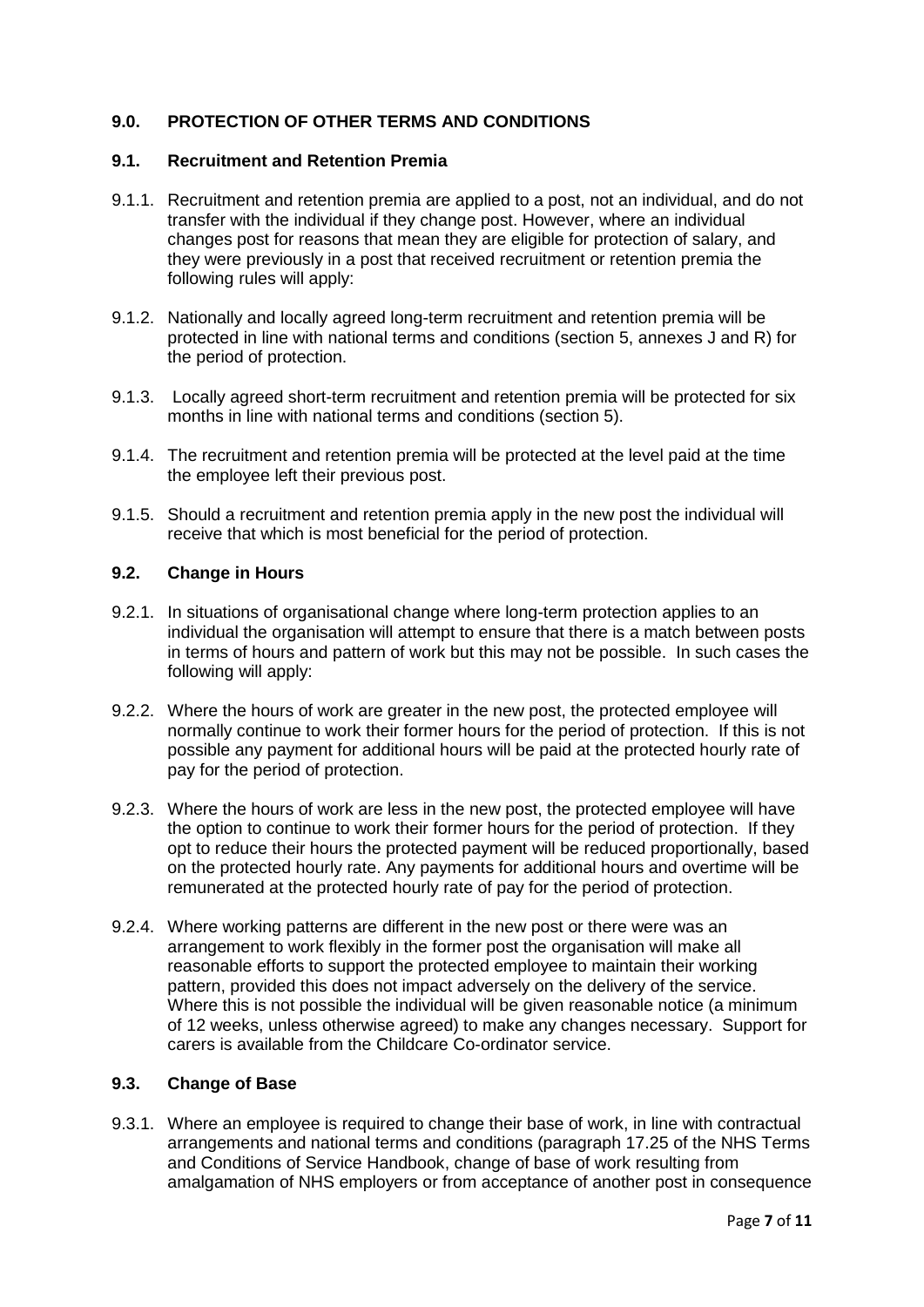## 9.0. PROTECTION OF OTHER TERMS AND CONDITIONS

### 9.1. Recruitment and Retention Premia

9.1.1. Recruitment and retention premia are applied to a post, not an individual, and do not transfer with the individual if they change post. However, where an individual changes post for reasons that mean they are eligible for protection of salary, and they were previously in a post that received recruitment or retention premia the following rules will apply:

9.1.2. Nationally and locally agreed long-term recruitment and retention premia will be protected in line with national terms and conditions (section 5, annexes J and R) for the period of protection.

9.1.3. Locally agreed short-term recruitment and retention premia will be protected for six months in line with national terms and conditions (section 5).

9.1.4. The recruitment and retention premia will be protected at the level paid at the time the employee left their previous post.

9.1.5. Should a recruitment and retention premia apply in the new post the individual will receive that which is most beneficial for the period of protection.

### 9.2. Change in Hours

9.2.1. In situations of organisational change where long-term protection applies to an individual the organisation will attempt to ensure that there is a match between posts in terms of hours and pattern of work but this may not be possible. In such cases the following will apply:

9.2.2. Where the hours of work are greater in the new post, the protected employee will normally continue to work their former hours for the period of protection. If this is not possible any payment for additional hours will be paid at the protected hourly rate of pay for the period of protection.

9.2.3. Where the hours of work are less in the new post, the protected employee will have the option to continue to work their former hours for the period of protection. If they opt to reduce their hours the protected payment will be reduced proportionally, based on the protected hourly rate. Any payments for additional hours and overtime will be remunerated at the protected hourly rate of pay for the period of protection.

9.2.4. Where working patterns are different in the new post or there were was an arrangement to work flexibly in the former post the organisation will make all reasonable efforts to support the protected employee to maintain their working pattern, provided this does not impact adversely on the delivery of the service. Where this is not possible the individual will be given reasonable notice (a minimum of 12 weeks, unless otherwise agreed) to make any changes necessary. Support for carers is available from the Childcare Co-ordinator service.

### 9.3. Change of Base

9.3.1. Where an employee is required to change their base of work, in line with contractual arrangements and national terms and conditions (paragraph 17.25 of the NHS Terms and Conditions of Service Handbook, change of base of work resulting from amalgamation of NHS employers or from acceptance of another post in consequence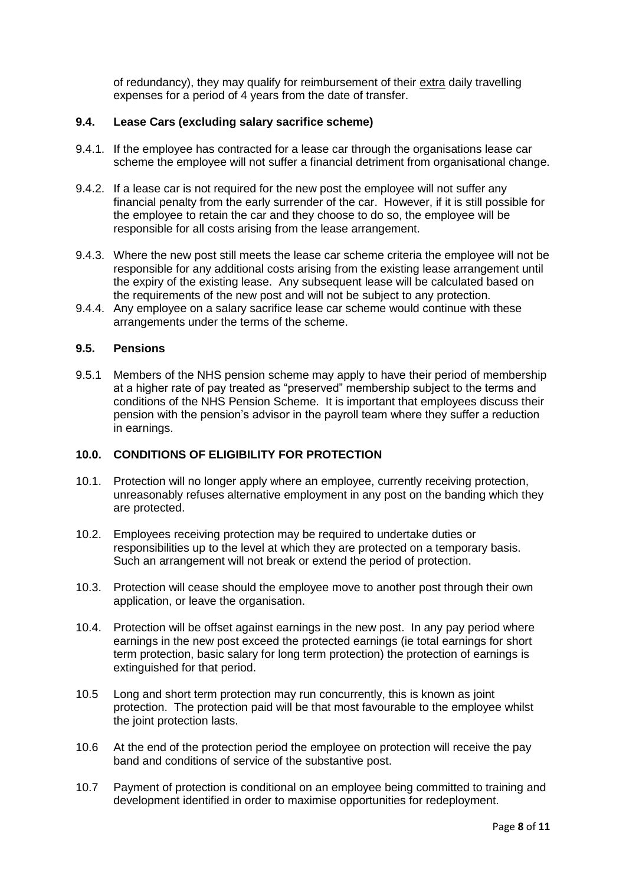of redundancy), they may qualify for reimbursement of their extra daily travelling expenses for a period of 4 years from the date of transfer.

### 9.4. Lease Cars (excluding salary sacrifice scheme)

9.4.1. If the employee has contracted for a lease car through the organisations lease car scheme the employee will not suffer a financial detriment from organisational change.

9.4.2. If a lease car is not required for the new post the employee will not suffer any financial penalty from the early surrender of the car. However, if it is still possible for the employee to retain the car and they choose to do so, the employee will be responsible for all costs arising from the lease arrangement.

9.4.3. Where the new post still meets the lease car scheme criteria the employee will not be responsible for any additional costs arising from the existing lease arrangement until the expiry of the existing lease. Any subsequent lease will be calculated based on the requirements of the new post and will not be subject to any protection.

9.4.4. Any employee on a salary sacrifice lease car scheme would continue with these arrangements under the terms of the scheme.

### 9.5. Pensions

9.5.1 Members of the NHS pension scheme may apply to have their period of membership at a higher rate of pay treated as "preserved" membership subject to the terms and conditions of the NHS Pension Scheme. It is important that employees discuss their pension with the pension's advisor in the payroll team where they suffer a reduction in earnings.

## 10.0. CONDITIONS OF ELIGIBILITY FOR PROTECTION

10.1. Protection will no longer apply where an employee, currently receiving protection, unreasonably refuses alternative employment in any post on the banding which they are protected.

10.2. Employees receiving protection may be required to undertake duties or responsibilities up to the level at which they are protected on a temporary basis. Such an arrangement will not break or extend the period of protection.

10.3. Protection will cease should the employee move to another post through their own application, or leave the organisation.

10.4. Protection will be offset against earnings in the new post. In any pay period where earnings in the new post exceed the protected earnings (ie total earnings for short term protection, basic salary for long term protection) the protection of earnings is extinguished for that period.

10.5 Long and short term protection may run concurrently, this is known as joint protection. The protection paid will be that most favourable to the employee whilst the joint protection lasts.

10.6 At the end of the protection period the employee on protection will receive the pay band and conditions of service of the substantive post.

10.7 Payment of protection is conditional on an employee being committed to training and development identified in order to maximise opportunities for redeployment.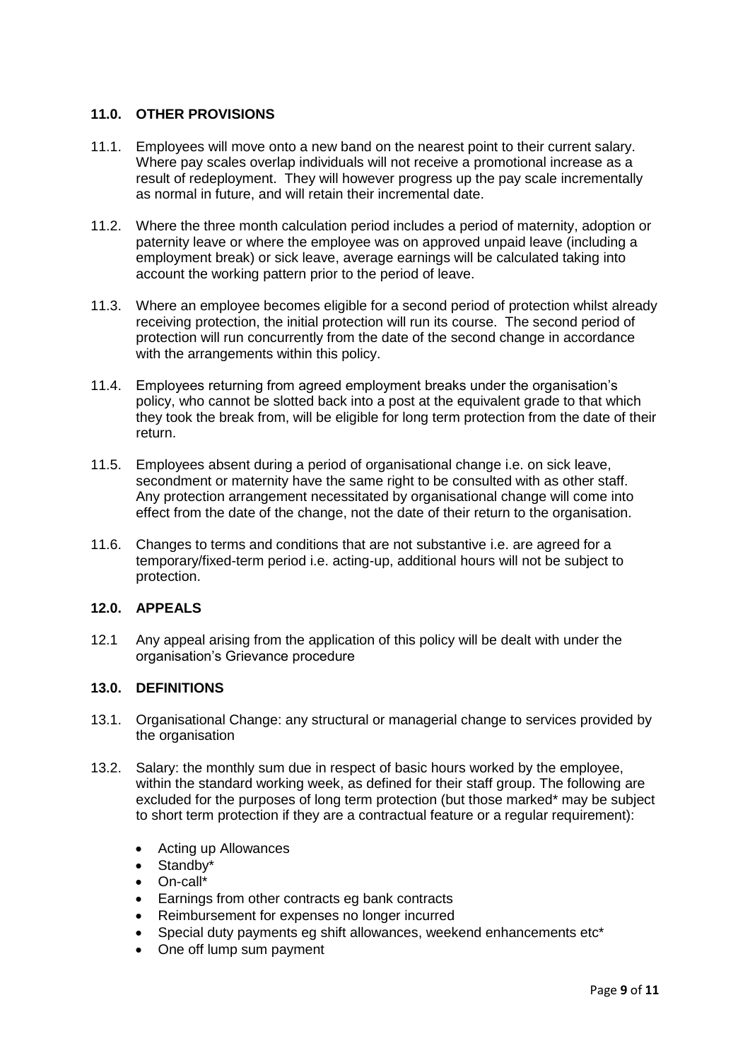## 11.0. OTHER PROVISIONS

11.1. Employees will move onto a new band on the nearest point to their current salary. Where pay scales overlap individuals will not receive a promotional increase as a result of redeployment. They will however progress up the pay scale incrementally as normal in future, and will retain their incremental date.

11.2. Where the three month calculation period includes a period of maternity, adoption or paternity leave or where the employee was on approved unpaid leave (including a employment break) or sick leave, average earnings will be calculated taking into account the working pattern prior to the period of leave.

11.3. Where an employee becomes eligible for a second period of protection whilst already receiving protection, the initial protection will run its course. The second period of protection will run concurrently from the date of the second change in accordance with the arrangements within this policy.

11.4. Employees returning from agreed employment breaks under the organisation's policy, who cannot be slotted back into a post at the equivalent grade to that which they took the break from, will be eligible for long term protection from the date of their return.

11.5. Employees absent during a period of organisational change i.e. on sick leave, secondment or maternity have the same right to be consulted with as other staff. Any protection arrangement necessitated by organisational change will come into effect from the date of the change, not the date of their return to the organisation.

11.6. Changes to terms and conditions that are not substantive i.e. are agreed for a temporary/fixed-term period i.e. acting-up, additional hours will not be subject to protection.

## 12.0. APPEALS

12.1 Any appeal arising from the application of this policy will be dealt with under the organisation's Grievance procedure

## 13.0. DEFINITIONS

13.1. Organisational Change: any structural or managerial change to services provided by the organisation

13.2. Salary: the monthly sum due in respect of basic hours worked by the employee, within the standard working week, as defined for their staff group. The following are excluded for the purposes of long term protection (but those marked* may be subject to short term protection if they are a contractual feature or a regular requirement):

- Acting up Allowances
- Standby*
- On-call*
- Earnings from other contracts eg bank contracts
- Reimbursement for expenses no longer incurred
- Special duty payments eg shift allowances, weekend enhancements etc*
- One off lump sum payment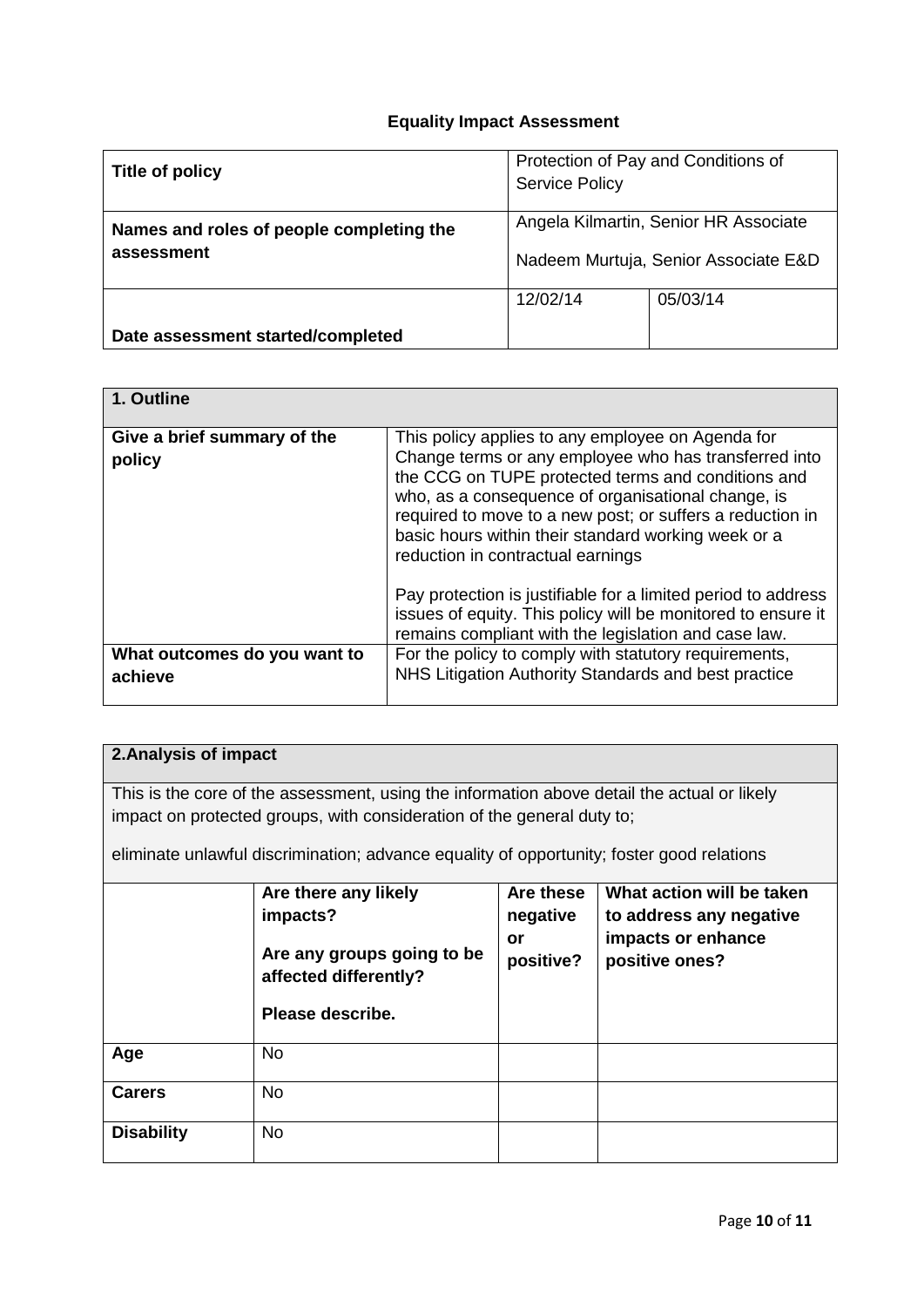## Equality Impact Assessment

| **Title of policy** | Protection of Pay and Conditions of Service Policy | |
|---|---|---|
| **Names and roles of people completing the assessment** | Angela Kilmartin, Senior HR Associate<br><br>Nadeem Murtuja, Senior Associate E&D | |
| **Date assessment started/completed** | 12/02/14 | 05/03/14 |

| **1. Outline** | |
|---|---|
| **Give a brief summary of the policy** | This policy applies to any employee on Agenda for Change terms or any employee who has transferred into the CCG on TUPE protected terms and conditions and who, as a consequence of organisational change, is required to move to a new post; or suffers a reduction in basic hours within their standard working week or a reduction in contractual earnings<br><br>Pay protection is justifiable for a limited period to address issues of equity. This policy will be monitored to ensure it remains compliant with the legislation and case law. |
| **What outcomes do you want to achieve** | For the policy to comply with statutory requirements, NHS Litigation Authority Standards and best practice |

**2. Analysis of impact**

This is the core of the assessment, using the information above detail the actual or likely impact on protected groups, with consideration of the general duty to;

eliminate unlawful discrimination; advance equality of opportunity; foster good relations

| | **Are there any likely impacts?**<br><br>**Are any groups going to be affected differently?**<br><br>**Please describe.** | **Are these negative or positive?** | **What action will be taken to address any negative impacts or enhance positive ones?** |
|---|---|---|---|
| **Age** | No | | |
| **Carers** | No | | |
| **Disability** | No | | |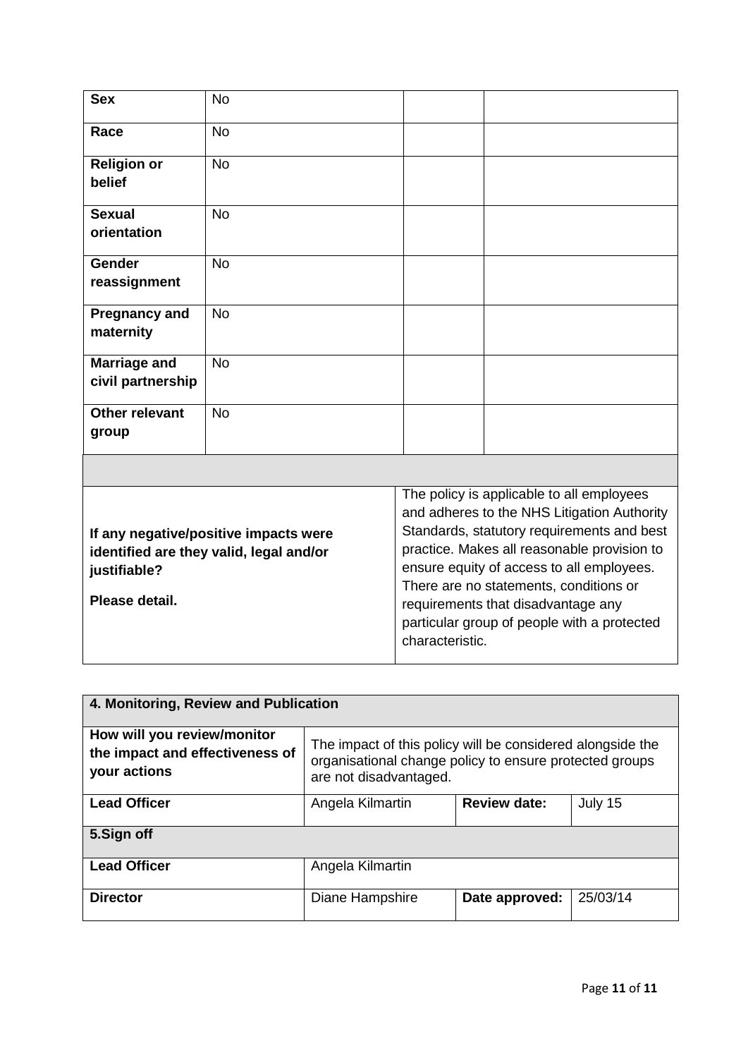| | | | |
|---|---|---|---|
| **Sex** | No | | |
| **Race** | No | | |
| **Religion or belief** | No | | |
| **Sexual orientation** | No | | |
| **Gender reassignment** | No | | |
| **Pregnancy and maternity** | No | | |
| **Marriage and civil partnership** | No | | |
| **Other relevant group** | No | | |
| | | | |
| **If any negative/positive impacts were identified are they valid, legal and/or justifiable?**<br><br>**Please detail.** | | The policy is applicable to all employees and adheres to the NHS Litigation Authority Standards, statutory requirements and best practice. Makes all reasonable provision to ensure equity of access to all employees. There are no statements, conditions or requirements that disadvantage any particular group of people with a protected characteristic. | |

| **4. Monitoring, Review and Publication** | | | |
|---|---|---|---|
| **How will you review/monitor the impact and effectiveness of your actions** | The impact of this policy will be considered alongside the organisational change policy to ensure protected groups are not disadvantaged. | | |
| **Lead Officer** | Angela Kilmartin | **Review date:** | July 15 |
| **5.Sign off** | | | |
| **Lead Officer** | Angela Kilmartin | | |
| **Director** | Diane Hampshire | **Date approved:** | 25/03/14 |